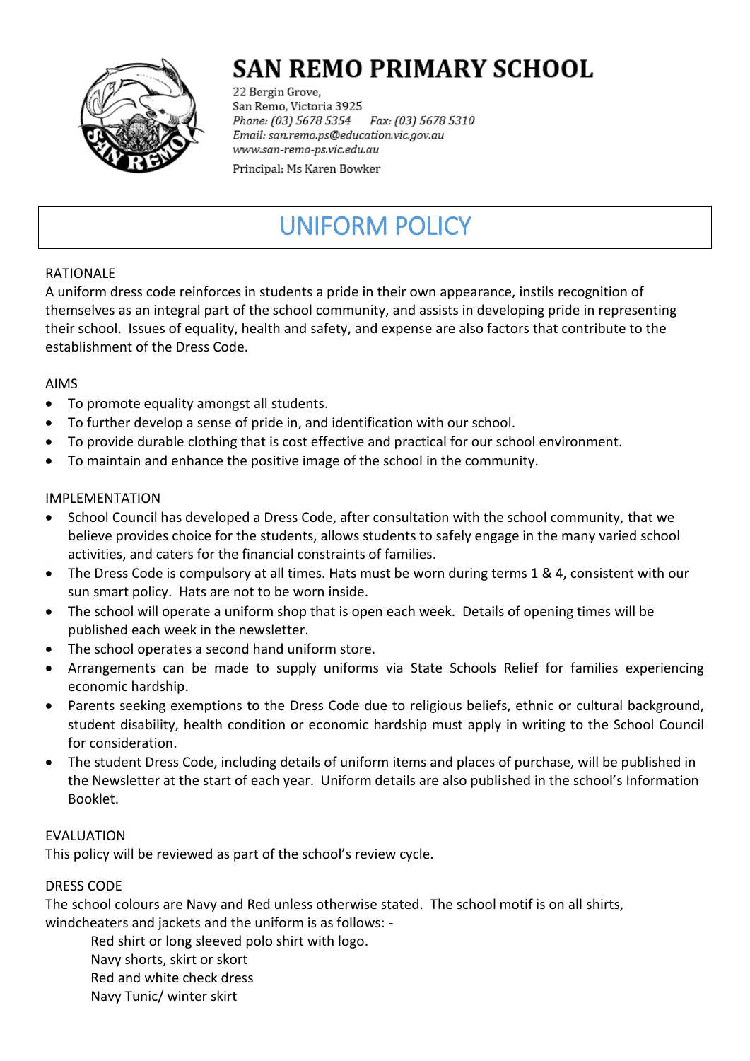# SAN REMO PRIMARY SCHOOL

22 Bergin Grove,
San Remo, Victoria 3925
*Phone: (03) 5678 5354  Fax: (03) 5678 5310*
*Email: san.remo.ps@education.vic.gov.au*
*www.san-remo-ps.vic.edu.au*
Principal: Ms Karen Bowker

## UNIFORM POLICY

RATIONALE

A uniform dress code reinforces in students a pride in their own appearance, instils recognition of themselves as an integral part of the school community, and assists in developing pride in representing their school. Issues of equality, health and safety, and expense are also factors that contribute to the establishment of the Dress Code.

AIMS

- To promote equality amongst all students.
- To further develop a sense of pride in, and identification with our school.
- To provide durable clothing that is cost effective and practical for our school environment.
- To maintain and enhance the positive image of the school in the community.

IMPLEMENTATION

- School Council has developed a Dress Code, after consultation with the school community, that we believe provides choice for the students, allows students to safely engage in the many varied school activities, and caters for the financial constraints of families.
- The Dress Code is compulsory at all times. Hats must be worn during terms 1 & 4, consistent with our sun smart policy. Hats are not to be worn inside.
- The school will operate a uniform shop that is open each week. Details of opening times will be published each week in the newsletter.
- The school operates a second hand uniform store.
- Arrangements can be made to supply uniforms via State Schools Relief for families experiencing economic hardship.
- Parents seeking exemptions to the Dress Code due to religious beliefs, ethnic or cultural background, student disability, health condition or economic hardship must apply in writing to the School Council for consideration.
- The student Dress Code, including details of uniform items and places of purchase, will be published in the Newsletter at the start of each year. Uniform details are also published in the school's Information Booklet.

EVALUATION

This policy will be reviewed as part of the school's review cycle.

DRESS CODE

The school colours are Navy and Red unless otherwise stated. The school motif is on all shirts, windcheaters and jackets and the uniform is as follows: -

Red shirt or long sleeved polo shirt with logo.
Navy shorts, skirt or skort
Red and white check dress
Navy Tunic/ winter skirt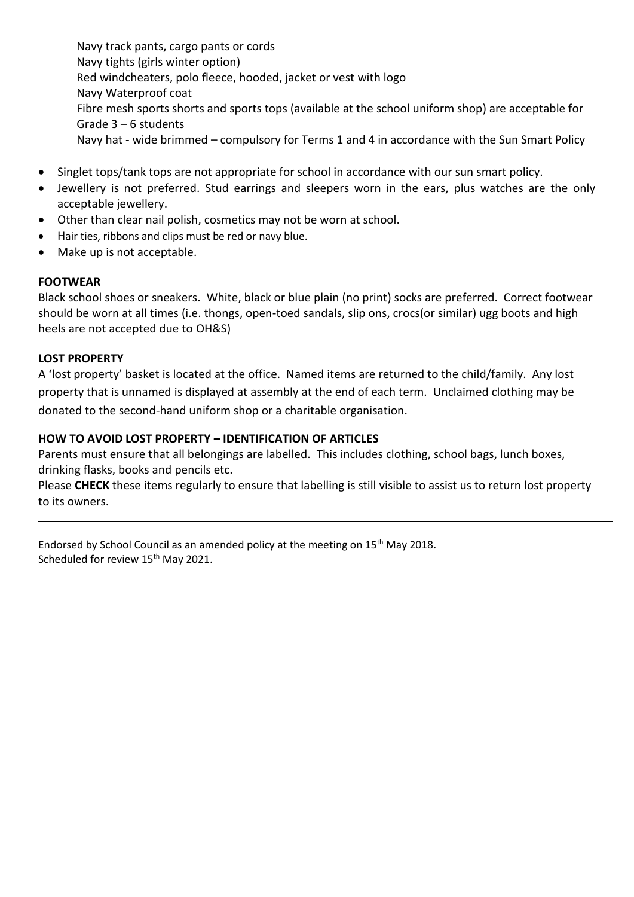Navy track pants, cargo pants or cords
Navy tights (girls winter option)
Red windcheaters, polo fleece, hooded, jacket or vest with logo
Navy Waterproof coat
Fibre mesh sports shorts and sports tops (available at the school uniform shop) are acceptable for Grade 3 – 6 students
Navy hat - wide brimmed – compulsory for Terms 1 and 4 in accordance with the Sun Smart Policy

- Singlet tops/tank tops are not appropriate for school in accordance with our sun smart policy.
- Jewellery is not preferred. Stud earrings and sleepers worn in the ears, plus watches are the only acceptable jewellery.
- Other than clear nail polish, cosmetics may not be worn at school.
- Hair ties, ribbons and clips must be red or navy blue.
- Make up is not acceptable.

**FOOTWEAR**

Black school shoes or sneakers. White, black or blue plain (no print) socks are preferred. Correct footwear should be worn at all times (i.e. thongs, open-toed sandals, slip ons, crocs(or similar) ugg boots and high heels are not accepted due to OH&S)

**LOST PROPERTY**

A 'lost property' basket is located at the office. Named items are returned to the child/family. Any lost property that is unnamed is displayed at assembly at the end of each term. Unclaimed clothing may be donated to the second-hand uniform shop or a charitable organisation.

**HOW TO AVOID LOST PROPERTY – IDENTIFICATION OF ARTICLES**

Parents must ensure that all belongings are labelled. This includes clothing, school bags, lunch boxes, drinking flasks, books and pencils etc.
Please **CHECK** these items regularly to ensure that labelling is still visible to assist us to return lost property to its owners.

---

Endorsed by School Council as an amended policy at the meeting on 15th May 2018.
Scheduled for review 15th May 2021.